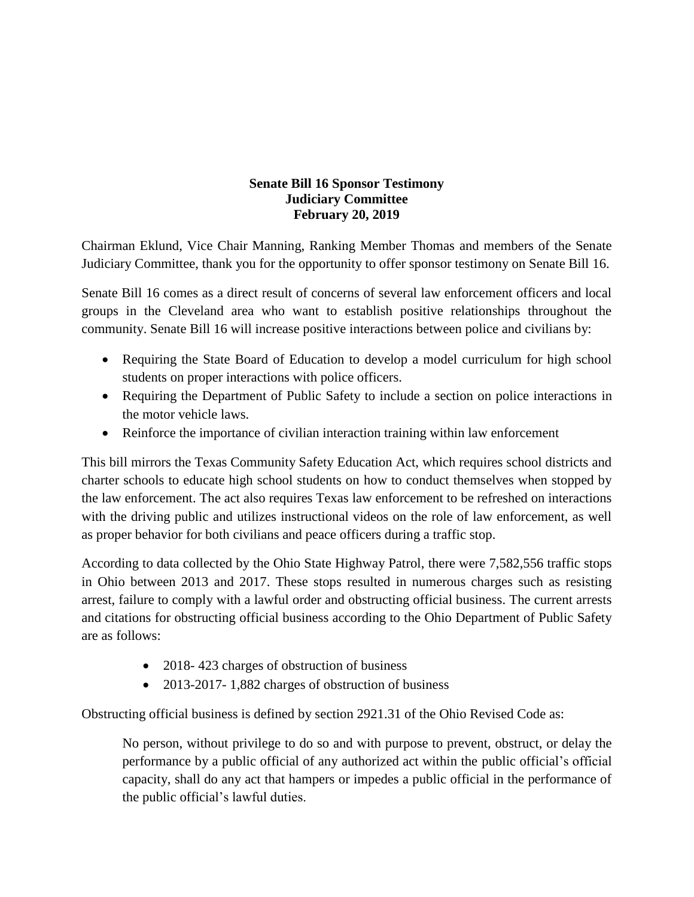**Senate Bill 16 Sponsor Testimony**
**Judiciary Committee**
**February 20, 2019**

Chairman Eklund, Vice Chair Manning, Ranking Member Thomas and members of the Senate Judiciary Committee, thank you for the opportunity to offer sponsor testimony on Senate Bill 16.

Senate Bill 16 comes as a direct result of concerns of several law enforcement officers and local groups in the Cleveland area who want to establish positive relationships throughout the community. Senate Bill 16 will increase positive interactions between police and civilians by:

- Requiring the State Board of Education to develop a model curriculum for high school students on proper interactions with police officers.
- Requiring the Department of Public Safety to include a section on police interactions in the motor vehicle laws.
- Reinforce the importance of civilian interaction training within law enforcement

This bill mirrors the Texas Community Safety Education Act, which requires school districts and charter schools to educate high school students on how to conduct themselves when stopped by the law enforcement. The act also requires Texas law enforcement to be refreshed on interactions with the driving public and utilizes instructional videos on the role of law enforcement, as well as proper behavior for both civilians and peace officers during a traffic stop.

According to data collected by the Ohio State Highway Patrol, there were 7,582,556 traffic stops in Ohio between 2013 and 2017. These stops resulted in numerous charges such as resisting arrest, failure to comply with a lawful order and obstructing official business. The current arrests and citations for obstructing official business according to the Ohio Department of Public Safety are as follows:

- 2018- 423 charges of obstruction of business
- 2013-2017- 1,882 charges of obstruction of business

Obstructing official business is defined by section 2921.31 of the Ohio Revised Code as:

> No person, without privilege to do so and with purpose to prevent, obstruct, or delay the performance by a public official of any authorized act within the public official's official capacity, shall do any act that hampers or impedes a public official in the performance of the public official's lawful duties.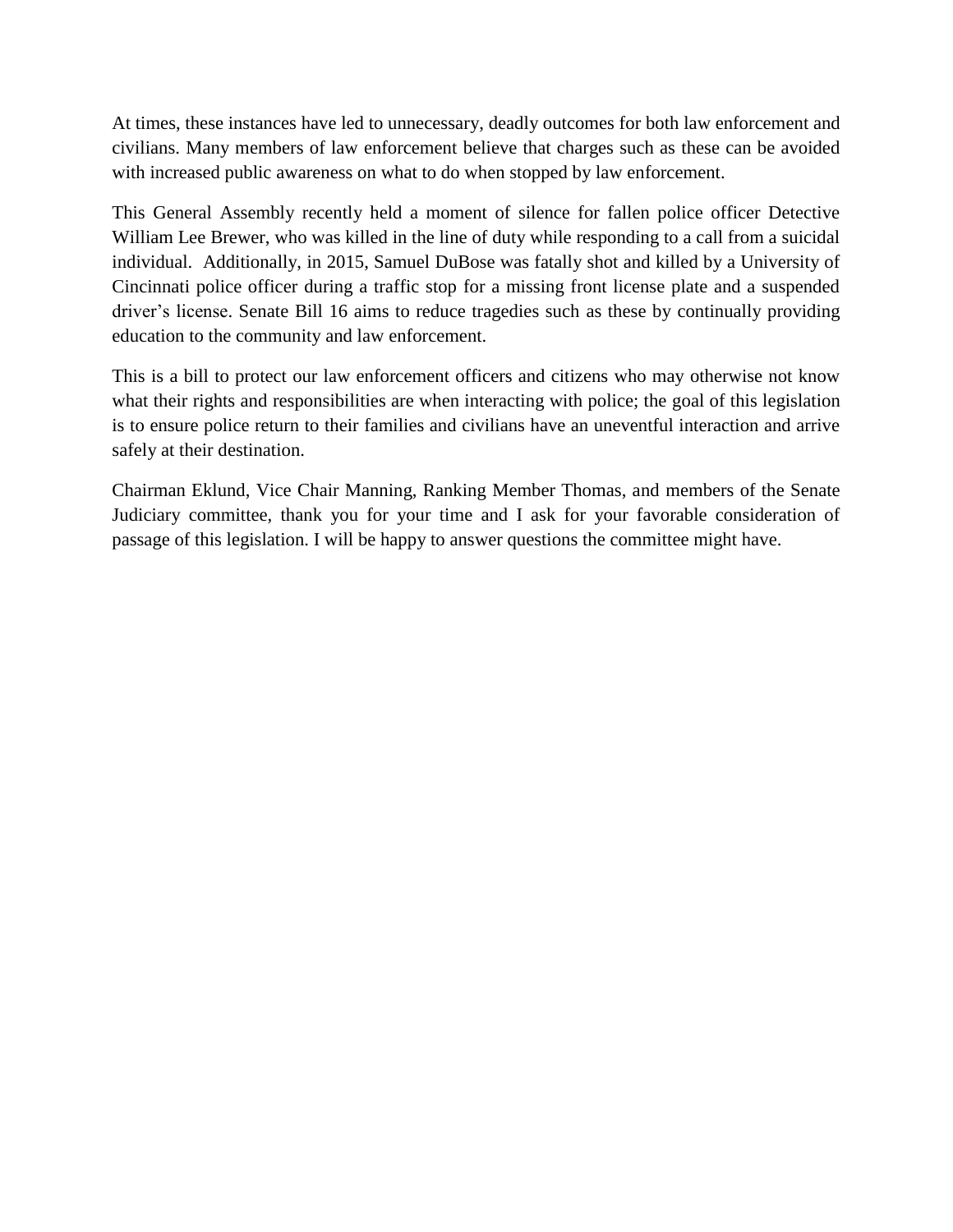At times, these instances have led to unnecessary, deadly outcomes for both law enforcement and civilians. Many members of law enforcement believe that charges such as these can be avoided with increased public awareness on what to do when stopped by law enforcement.

This General Assembly recently held a moment of silence for fallen police officer Detective William Lee Brewer, who was killed in the line of duty while responding to a call from a suicidal individual. Additionally, in 2015, Samuel DuBose was fatally shot and killed by a University of Cincinnati police officer during a traffic stop for a missing front license plate and a suspended driver's license. Senate Bill 16 aims to reduce tragedies such as these by continually providing education to the community and law enforcement.

This is a bill to protect our law enforcement officers and citizens who may otherwise not know what their rights and responsibilities are when interacting with police; the goal of this legislation is to ensure police return to their families and civilians have an uneventful interaction and arrive safely at their destination.

Chairman Eklund, Vice Chair Manning, Ranking Member Thomas, and members of the Senate Judiciary committee, thank you for your time and I ask for your favorable consideration of passage of this legislation. I will be happy to answer questions the committee might have.